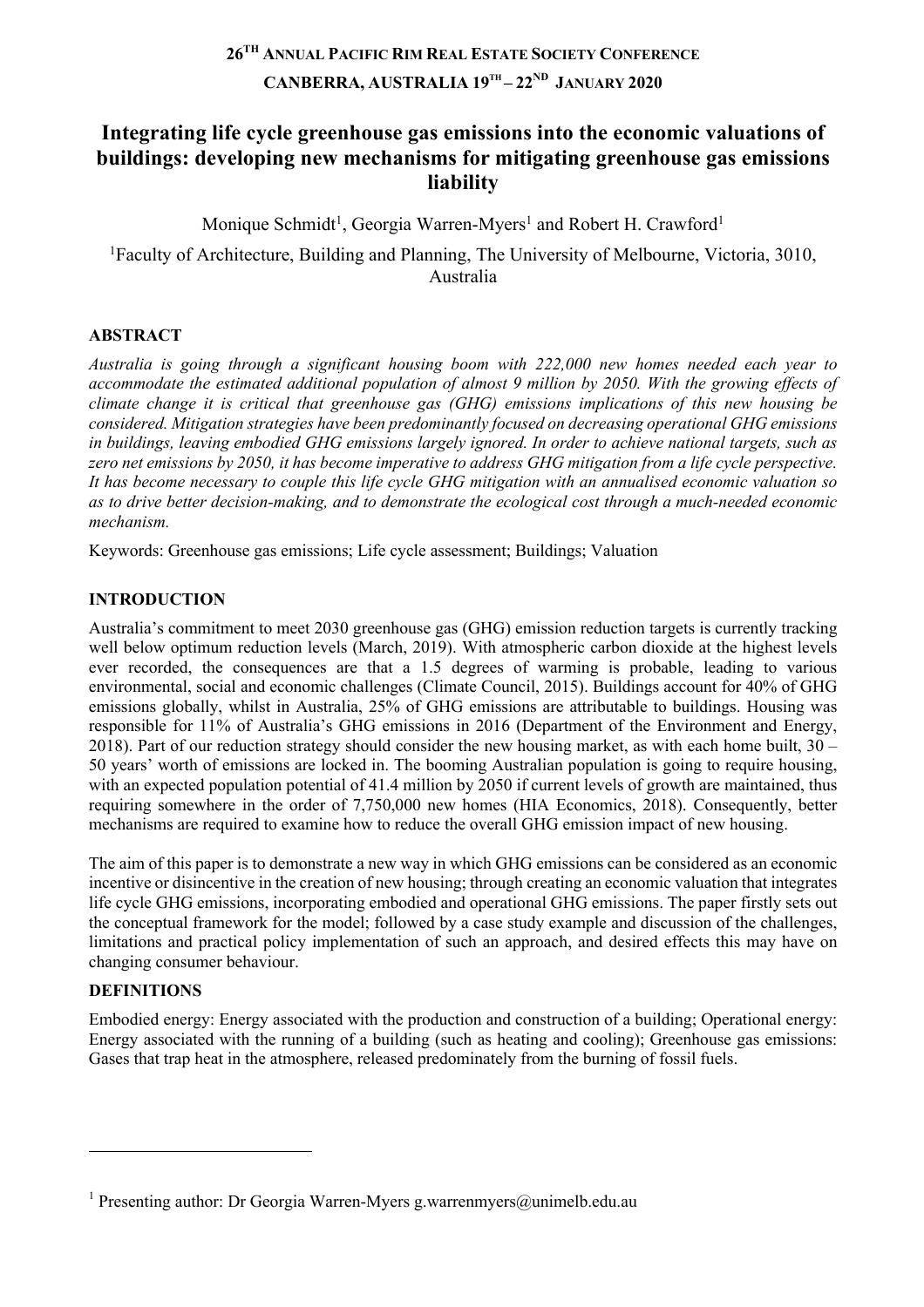**26TH ANNUAL PACIFIC RIM REAL ESTATE SOCIETY CONFERENCE**

**CANBERRA, AUSTRALIA 19TH – 22ND JANUARY 2020**

# Integrating life cycle greenhouse gas emissions into the economic valuations of buildings: developing new mechanisms for mitigating greenhouse gas emissions liability

Monique Schmidt[1], Georgia Warren-Myers[1] and Robert H. Crawford[1]

[1]Faculty of Architecture, Building and Planning, The University of Melbourne, Victoria, 3010, Australia

## ABSTRACT

*Australia is going through a significant housing boom with 222,000 new homes needed each year to accommodate the estimated additional population of almost 9 million by 2050. With the growing effects of climate change it is critical that greenhouse gas (GHG) emissions implications of this new housing be considered. Mitigation strategies have been predominantly focused on decreasing operational GHG emissions in buildings, leaving embodied GHG emissions largely ignored. In order to achieve national targets, such as zero net emissions by 2050, it has become imperative to address GHG mitigation from a life cycle perspective. It has become necessary to couple this life cycle GHG mitigation with an annualised economic valuation so as to drive better decision-making, and to demonstrate the ecological cost through a much-needed economic mechanism.*

Keywords: Greenhouse gas emissions; Life cycle assessment; Buildings; Valuation

## INTRODUCTION

Australia's commitment to meet 2030 greenhouse gas (GHG) emission reduction targets is currently tracking well below optimum reduction levels (March, 2019). With atmospheric carbon dioxide at the highest levels ever recorded, the consequences are that a 1.5 degrees of warming is probable, leading to various environmental, social and economic challenges (Climate Council, 2015). Buildings account for 40% of GHG emissions globally, whilst in Australia, 25% of GHG emissions are attributable to buildings. Housing was responsible for 11% of Australia's GHG emissions in 2016 (Department of the Environment and Energy, 2018). Part of our reduction strategy should consider the new housing market, as with each home built, 30 – 50 years' worth of emissions are locked in. The booming Australian population is going to require housing, with an expected population potential of 41.4 million by 2050 if current levels of growth are maintained, thus requiring somewhere in the order of 7,750,000 new homes (HIA Economics, 2018). Consequently, better mechanisms are required to examine how to reduce the overall GHG emission impact of new housing.

The aim of this paper is to demonstrate a new way in which GHG emissions can be considered as an economic incentive or disincentive in the creation of new housing; through creating an economic valuation that integrates life cycle GHG emissions, incorporating embodied and operational GHG emissions. The paper firstly sets out the conceptual framework for the model; followed by a case study example and discussion of the challenges, limitations and practical policy implementation of such an approach, and desired effects this may have on changing consumer behaviour.

## DEFINITIONS

Embodied energy: Energy associated with the production and construction of a building; Operational energy: Energy associated with the running of a building (such as heating and cooling); Greenhouse gas emissions: Gases that trap heat in the atmosphere, released predominately from the burning of fossil fuels.

---

[1] Presenting author: Dr Georgia Warren-Myers g.warrenmyers@unimelb.edu.au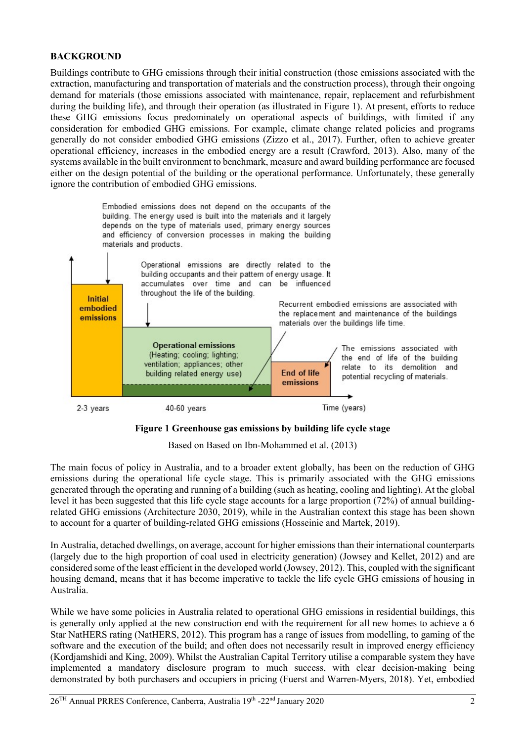## BACKGROUND

Buildings contribute to GHG emissions through their initial construction (those emissions associated with the extraction, manufacturing and transportation of materials and the construction process), through their ongoing demand for materials (those emissions associated with maintenance, repair, replacement and refurbishment during the building life), and through their operation (as illustrated in Figure 1). At present, efforts to reduce these GHG emissions focus predominately on operational aspects of buildings, with limited if any consideration for embodied GHG emissions. For example, climate change related policies and programs generally do not consider embodied GHG emissions (Zizzo et al., 2017). Further, often to achieve greater operational efficiency, increases in the embodied energy are a result (Crawford, 2013). Also, many of the systems available in the built environment to benchmark, measure and award building performance are focused either on the design potential of the building or the operational performance. Unfortunately, these generally ignore the contribution of embodied GHG emissions.

**Figure 1 Greenhouse gas emissions by building life cycle stage**

Based on Based on Ibn-Mohammed et al. (2013)

The main focus of policy in Australia, and to a broader extent globally, has been on the reduction of GHG emissions during the operational life cycle stage. This is primarily associated with the GHG emissions generated through the operating and running of a building (such as heating, cooling and lighting). At the global level it has been suggested that this life cycle stage accounts for a large proportion (72%) of annual building-related GHG emissions (Architecture 2030, 2019), while in the Australian context this stage has been shown to account for a quarter of building-related GHG emissions (Hosseinie and Martek, 2019).

In Australia, detached dwellings, on average, account for higher emissions than their international counterparts (largely due to the high proportion of coal used in electricity generation) (Jowsey and Kellet, 2012) and are considered some of the least efficient in the developed world (Jowsey, 2012). This, coupled with the significant housing demand, means that it has become imperative to tackle the life cycle GHG emissions of housing in Australia.

While we have some policies in Australia related to operational GHG emissions in residential buildings, this is generally only applied at the new construction end with the requirement for all new homes to achieve a 6 Star NatHERS rating (NatHERS, 2012). This program has a range of issues from modelling, to gaming of the software and the execution of the build; and often does not necessarily result in improved energy efficiency (Kordjamshidi and King, 2009). Whilst the Australian Capital Territory utilise a comparable system they have implemented a mandatory disclosure program to much success, with clear decision-making being demonstrated by both purchasers and occupiers in pricing (Fuerst and Warren-Myers, 2018). Yet, embodied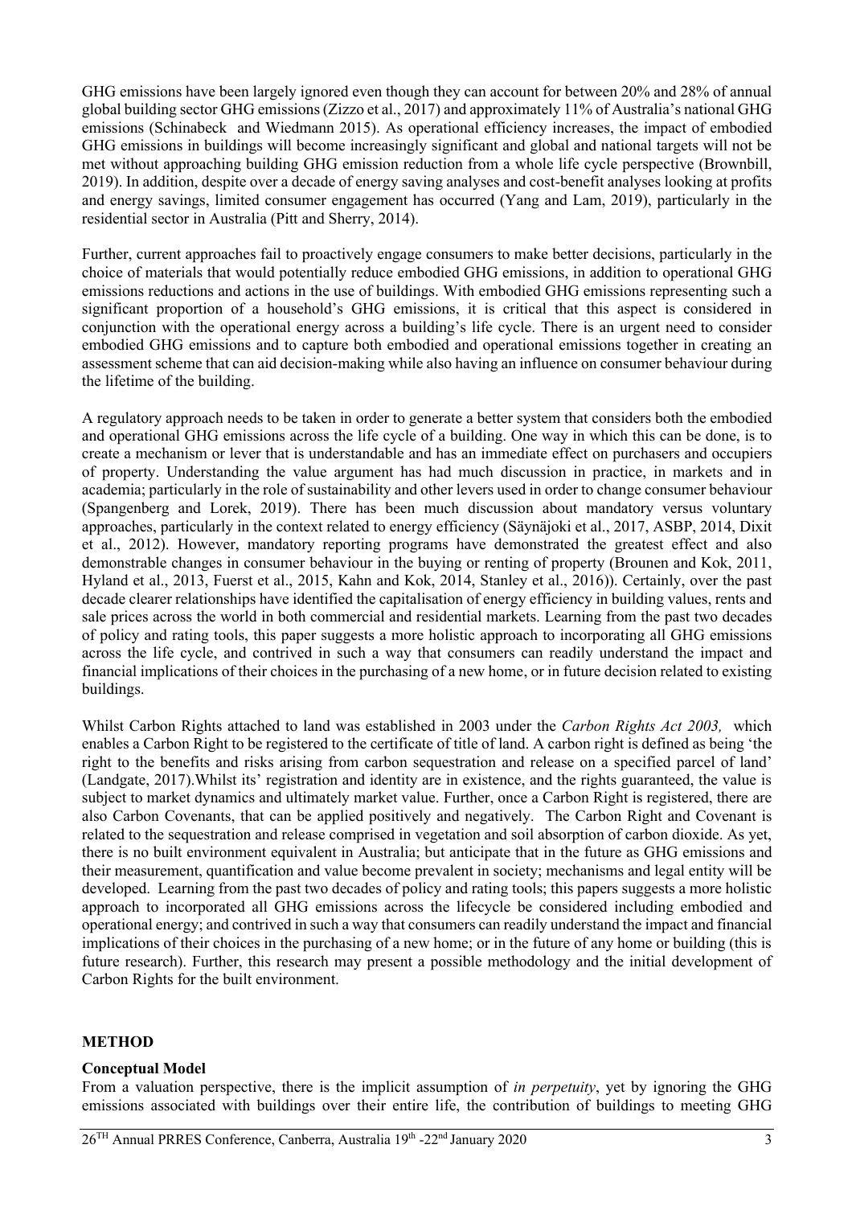GHG emissions have been largely ignored even though they can account for between 20% and 28% of annual global building sector GHG emissions (Zizzo et al., 2017) and approximately 11% of Australia's national GHG emissions (Schinabeck and Wiedmann 2015). As operational efficiency increases, the impact of embodied GHG emissions in buildings will become increasingly significant and global and national targets will not be met without approaching building GHG emission reduction from a whole life cycle perspective (Brownbill, 2019). In addition, despite over a decade of energy saving analyses and cost-benefit analyses looking at profits and energy savings, limited consumer engagement has occurred (Yang and Lam, 2019), particularly in the residential sector in Australia (Pitt and Sherry, 2014).

Further, current approaches fail to proactively engage consumers to make better decisions, particularly in the choice of materials that would potentially reduce embodied GHG emissions, in addition to operational GHG emissions reductions and actions in the use of buildings. With embodied GHG emissions representing such a significant proportion of a household's GHG emissions, it is critical that this aspect is considered in conjunction with the operational energy across a building's life cycle. There is an urgent need to consider embodied GHG emissions and to capture both embodied and operational emissions together in creating an assessment scheme that can aid decision-making while also having an influence on consumer behaviour during the lifetime of the building.

A regulatory approach needs to be taken in order to generate a better system that considers both the embodied and operational GHG emissions across the life cycle of a building. One way in which this can be done, is to create a mechanism or lever that is understandable and has an immediate effect on purchasers and occupiers of property. Understanding the value argument has had much discussion in practice, in markets and in academia; particularly in the role of sustainability and other levers used in order to change consumer behaviour (Spangenberg and Lorek, 2019). There has been much discussion about mandatory versus voluntary approaches, particularly in the context related to energy efficiency (Säynäjoki et al., 2017, ASBP, 2014, Dixit et al., 2012). However, mandatory reporting programs have demonstrated the greatest effect and also demonstrable changes in consumer behaviour in the buying or renting of property (Brounen and Kok, 2011, Hyland et al., 2013, Fuerst et al., 2015, Kahn and Kok, 2014, Stanley et al., 2016)). Certainly, over the past decade clearer relationships have identified the capitalisation of energy efficiency in building values, rents and sale prices across the world in both commercial and residential markets. Learning from the past two decades of policy and rating tools, this paper suggests a more holistic approach to incorporating all GHG emissions across the life cycle, and contrived in such a way that consumers can readily understand the impact and financial implications of their choices in the purchasing of a new home, or in future decision related to existing buildings.

Whilst Carbon Rights attached to land was established in 2003 under the *Carbon Rights Act 2003,* which enables a Carbon Right to be registered to the certificate of title of land. A carbon right is defined as being 'the right to the benefits and risks arising from carbon sequestration and release on a specified parcel of land' (Landgate, 2017).Whilst its' registration and identity are in existence, and the rights guaranteed, the value is subject to market dynamics and ultimately market value. Further, once a Carbon Right is registered, there are also Carbon Covenants, that can be applied positively and negatively. The Carbon Right and Covenant is related to the sequestration and release comprised in vegetation and soil absorption of carbon dioxide. As yet, there is no built environment equivalent in Australia; but anticipate that in the future as GHG emissions and their measurement, quantification and value become prevalent in society; mechanisms and legal entity will be developed. Learning from the past two decades of policy and rating tools; this papers suggests a more holistic approach to incorporated all GHG emissions across the lifecycle be considered including embodied and operational energy; and contrived in such a way that consumers can readily understand the impact and financial implications of their choices in the purchasing of a new home; or in the future of any home or building (this is future research). Further, this research may present a possible methodology and the initial development of Carbon Rights for the built environment.

## METHOD

### Conceptual Model

From a valuation perspective, there is the implicit assumption of *in perpetuity*, yet by ignoring the GHG emissions associated with buildings over their entire life, the contribution of buildings to meeting GHG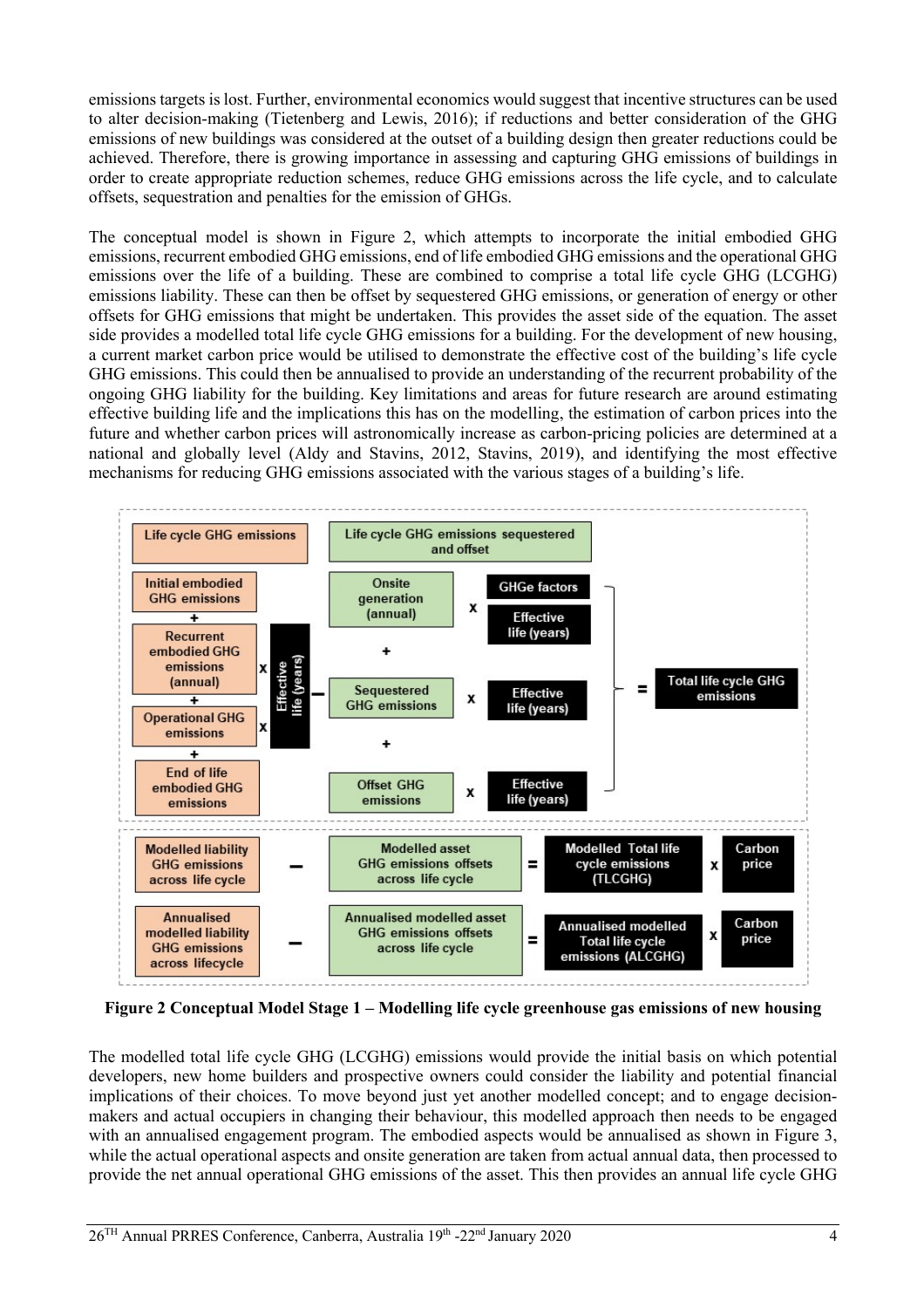emissions targets is lost. Further, environmental economics would suggest that incentive structures can be used to alter decision-making (Tietenberg and Lewis, 2016); if reductions and better consideration of the GHG emissions of new buildings was considered at the outset of a building design then greater reductions could be achieved. Therefore, there is growing importance in assessing and capturing GHG emissions of buildings in order to create appropriate reduction schemes, reduce GHG emissions across the life cycle, and to calculate offsets, sequestration and penalties for the emission of GHGs.

The conceptual model is shown in Figure 2, which attempts to incorporate the initial embodied GHG emissions, recurrent embodied GHG emissions, end of life embodied GHG emissions and the operational GHG emissions over the life of a building. These are combined to comprise a total life cycle GHG (LCGHG) emissions liability. These can then be offset by sequestered GHG emissions, or generation of energy or other offsets for GHG emissions that might be undertaken. This provides the asset side of the equation. The asset side provides a modelled total life cycle GHG emissions for a building. For the development of new housing, a current market carbon price would be utilised to demonstrate the effective cost of the building's life cycle GHG emissions. This could then be annualised to provide an understanding of the recurrent probability of the ongoing GHG liability for the building. Key limitations and areas for future research are around estimating effective building life and the implications this has on the modelling, the estimation of carbon prices into the future and whether carbon prices will astronomically increase as carbon-pricing policies are determined at a national and globally level (Aldy and Stavins, 2012, Stavins, 2019), and identifying the most effective mechanisms for reducing GHG emissions associated with the various stages of a building's life.

**Figure 2 Conceptual Model Stage 1 – Modelling life cycle greenhouse gas emissions of new housing**

The modelled total life cycle GHG (LCGHG) emissions would provide the initial basis on which potential developers, new home builders and prospective owners could consider the liability and potential financial implications of their choices. To move beyond just yet another modelled concept; and to engage decision-makers and actual occupiers in changing their behaviour, this modelled approach then needs to be engaged with an annualised engagement program. The embodied aspects would be annualised as shown in Figure 3, while the actual operational aspects and onsite generation are taken from actual annual data, then processed to provide the net annual operational GHG emissions of the asset. This then provides an annual life cycle GHG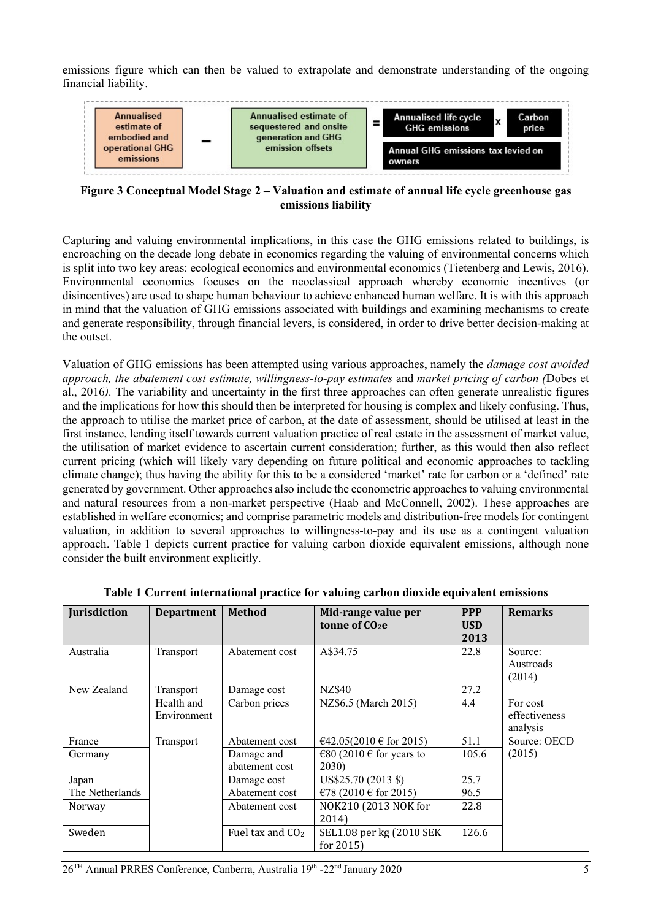emissions figure which can then be valued to extrapolate and demonstrate understanding of the ongoing financial liability.

Annualised estimate of embodied and operational GHG emissions − Annualised estimate of sequestered and onsite generation and GHG emission offsets = Annualised life cycle GHG emissions x Carbon price

Annual GHG emissions tax levied on owners

**Figure 3 Conceptual Model Stage 2 – Valuation and estimate of annual life cycle greenhouse gas emissions liability**

Capturing and valuing environmental implications, in this case the GHG emissions related to buildings, is encroaching on the decade long debate in economics regarding the valuing of environmental concerns which is split into two key areas: ecological economics and environmental economics (Tietenberg and Lewis, 2016). Environmental economics focuses on the neoclassical approach whereby economic incentives (or disincentives) are used to shape human behaviour to achieve enhanced human welfare. It is with this approach in mind that the valuation of GHG emissions associated with buildings and examining mechanisms to create and generate responsibility, through financial levers, is considered, in order to drive better decision-making at the outset.

Valuation of GHG emissions has been attempted using various approaches, namely the *damage cost avoided approach, the abatement cost estimate, willingness-to-pay estimates* and *market pricing of carbon (*Dobes et al., 2016*).* The variability and uncertainty in the first three approaches can often generate unrealistic figures and the implications for how this should then be interpreted for housing is complex and likely confusing. Thus, the approach to utilise the market price of carbon, at the date of assessment, should be utilised at least in the first instance, lending itself towards current valuation practice of real estate in the assessment of market value, the utilisation of market evidence to ascertain current consideration; further, as this would then also reflect current pricing (which will likely vary depending on future political and economic approaches to tackling climate change); thus having the ability for this to be a considered 'market' rate for carbon or a 'defined' rate generated by government. Other approaches also include the econometric approaches to valuing environmental and natural resources from a non-market perspective (Haab and McConnell, 2002). These approaches are established in welfare economics; and comprise parametric models and distribution-free models for contingent valuation, in addition to several approaches to willingness-to-pay and its use as a contingent valuation approach. Table 1 depicts current practice for valuing carbon dioxide equivalent emissions, although none consider the built environment explicitly.

**Table 1 Current international practice for valuing carbon dioxide equivalent emissions**

| Jurisdiction | Department | Method | Mid-range value per tonne of $CO_2e$ | PPP USD 2013 | Remarks |
|---|---|---|---|---|---|
| Australia | Transport | Abatement cost | A$34.75 | 22.8 | Source: Austroads (2014) |
| New Zealand | Transport | Damage cost | NZ$40 | 27.2 | |
| | Health and Environment | Carbon prices | NZ$6.5 (March 2015) | 4.4 | For cost effectiveness analysis |
| France | Transport | Abatement cost | €42.05(2010 € for 2015) | 51.1 | Source: OECD (2015) |
| Germany | | Damage and abatement cost | €80 (2010 € for years to 2030) | 105.6 | |
| Japan | | Damage cost | US$25.70 (2013 $) | 25.7 | |
| The Netherlands | | Abatement cost | €78 (2010 € for 2015) | 96.5 | |
| Norway | | Abatement cost | NOK210 (2013 NOK for 2014) | 22.8 | |
| Sweden | | Fuel tax and $CO_2$ | SEL1.08 per kg (2010 SEK for 2015) | 126.6 | |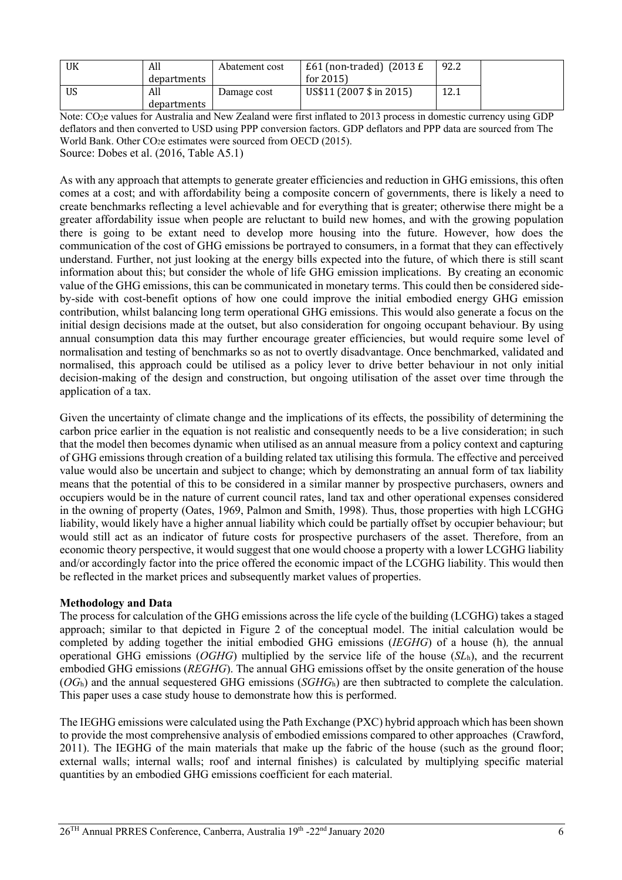| UK | All departments | Abatement cost | £61 (non-traded) (2013 £ for 2015) | 92.2 | |
|---|---|---|---|---|---|
| US | All departments | Damage cost | US$11 (2007 $ in 2015) | 12.1 | |

Note: $CO_2e$ values for Australia and New Zealand were first inflated to 2013 process in domestic currency using GDP deflators and then converted to USD using PPP conversion factors. GDP deflators and PPP data are sourced from The World Bank. Other $CO_2e$ estimates were sourced from OECD (2015).

Source: Dobes et al. (2016, Table A5.1)

As with any approach that attempts to generate greater efficiencies and reduction in GHG emissions, this often comes at a cost; and with affordability being a composite concern of governments, there is likely a need to create benchmarks reflecting a level achievable and for everything that is greater; otherwise there might be a greater affordability issue when people are reluctant to build new homes, and with the growing population there is going to be extant need to develop more housing into the future. However, how does the communication of the cost of GHG emissions be portrayed to consumers, in a format that they can effectively understand. Further, not just looking at the energy bills expected into the future, of which there is still scant information about this; but consider the whole of life GHG emission implications. By creating an economic value of the GHG emissions, this can be communicated in monetary terms. This could then be considered side-by-side with cost-benefit options of how one could improve the initial embodied energy GHG emission contribution, whilst balancing long term operational GHG emissions. This would also generate a focus on the initial design decisions made at the outset, but also consideration for ongoing occupant behaviour. By using annual consumption data this may further encourage greater efficiencies, but would require some level of normalisation and testing of benchmarks so as not to overtly disadvantage. Once benchmarked, validated and normalised, this approach could be utilised as a policy lever to drive better behaviour in not only initial decision-making of the design and construction, but ongoing utilisation of the asset over time through the application of a tax.

Given the uncertainty of climate change and the implications of its effects, the possibility of determining the carbon price earlier in the equation is not realistic and consequently needs to be a live consideration; in such that the model then becomes dynamic when utilised as an annual measure from a policy context and capturing of GHG emissions through creation of a building related tax utilising this formula. The effective and perceived value would also be uncertain and subject to change; which by demonstrating an annual form of tax liability means that the potential of this to be considered in a similar manner by prospective purchasers, owners and occupiers would be in the nature of current council rates, land tax and other operational expenses considered in the owning of property (Oates, 1969, Palmon and Smith, 1998). Thus, those properties with high LCGHG liability, would likely have a higher annual liability which could be partially offset by occupier behaviour; but would still act as an indicator of future costs for prospective purchasers of the asset. Therefore, from an economic theory perspective, it would suggest that one would choose a property with a lower LCGHG liability and/or accordingly factor into the price offered the economic impact of the LCGHG liability. This would then be reflected in the market prices and subsequently market values of properties.

**Methodology and Data**

The process for calculation of the GHG emissions across the life cycle of the building (LCGHG) takes a staged approach; similar to that depicted in Figure 2 of the conceptual model. The initial calculation would be completed by adding together the initial embodied GHG emissions (*IEGHG*) of a house (h), the annual operational GHG emissions (*OGHG*) multiplied by the service life of the house ($SL_h$), and the recurrent embodied GHG emissions (*REGHG*). The annual GHG emissions offset by the onsite generation of the house ($OG_h$) and the annual sequestered GHG emissions ($SGHG_h$) are then subtracted to complete the calculation. This paper uses a case study house to demonstrate how this is performed.

The IEGHG emissions were calculated using the Path Exchange (PXC) hybrid approach which has been shown to provide the most comprehensive analysis of embodied emissions compared to other approaches (Crawford, 2011). The IEGHG of the main materials that make up the fabric of the house (such as the ground floor; external walls; internal walls; roof and internal finishes) is calculated by multiplying specific material quantities by an embodied GHG emissions coefficient for each material.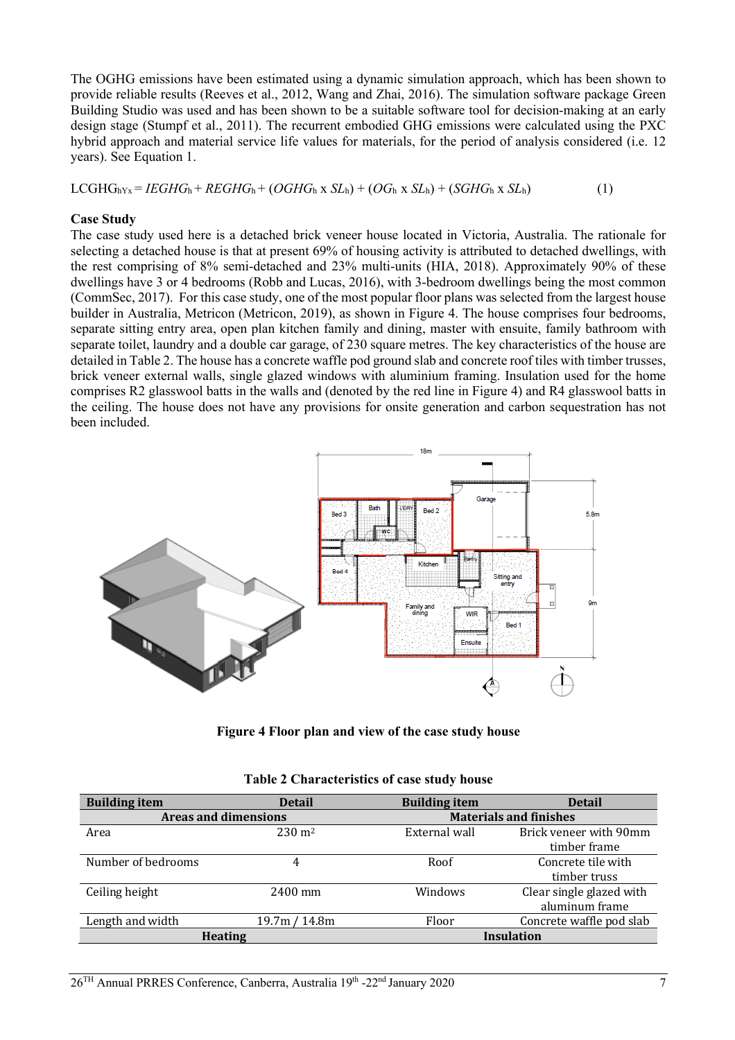The OGHG emissions have been estimated using a dynamic simulation approach, which has been shown to provide reliable results (Reeves et al., 2012, Wang and Zhai, 2016). The simulation software package Green Building Studio was used and has been shown to be a suitable software tool for decision-making at an early design stage (Stumpf et al., 2011). The recurrent embodied GHG emissions were calculated using the PXC hybrid approach and material service life values for materials, for the period of analysis considered (i.e. 12 years). See Equation 1.

$$LCGHG_{hYx} = IEGHG_h + REGHG_h + (OGHG_h \times SL_h) + (OG_h \times SL_h) + (SGHG_h \times SL_h) \quad (1)$$

**Case Study**

The case study used here is a detached brick veneer house located in Victoria, Australia. The rationale for selecting a detached house is that at present 69% of housing activity is attributed to detached dwellings, with the rest comprising of 8% semi-detached and 23% multi-units (HIA, 2018). Approximately 90% of these dwellings have 3 or 4 bedrooms (Robb and Lucas, 2016), with 3-bedroom dwellings being the most common (CommSec, 2017). For this case study, one of the most popular floor plans was selected from the largest house builder in Australia, Metricon (Metricon, 2019), as shown in Figure 4. The house comprises four bedrooms, separate sitting entry area, open plan kitchen family and dining, master with ensuite, family bathroom with separate toilet, laundry and a double car garage, of 230 square metres. The key characteristics of the house are detailed in Table 2. The house has a concrete waffle pod ground slab and concrete roof tiles with timber trusses, brick veneer external walls, single glazed windows with aluminium framing. Insulation used for the home comprises R2 glasswool batts in the walls and (denoted by the red line in Figure 4) and R4 glasswool batts in the ceiling. The house does not have any provisions for onsite generation and carbon sequestration has not been included.

**Figure 4 Floor plan and view of the case study house**

**Table 2 Characteristics of case study house**

| Building item | Detail | Building item | Detail |
|---|---|---|---|
| **Areas and dimensions** | | **Materials and finishes** | |
| Area | 230 m² | External wall | Brick veneer with 90mm timber frame |
| Number of bedrooms | 4 | Roof | Concrete tile with timber truss |
| Ceiling height | 2400 mm | Windows | Clear single glazed with aluminum frame |
| Length and width | 19.7m / 14.8m | Floor | Concrete waffle pod slab |
| **Heating** | | **Insulation** | |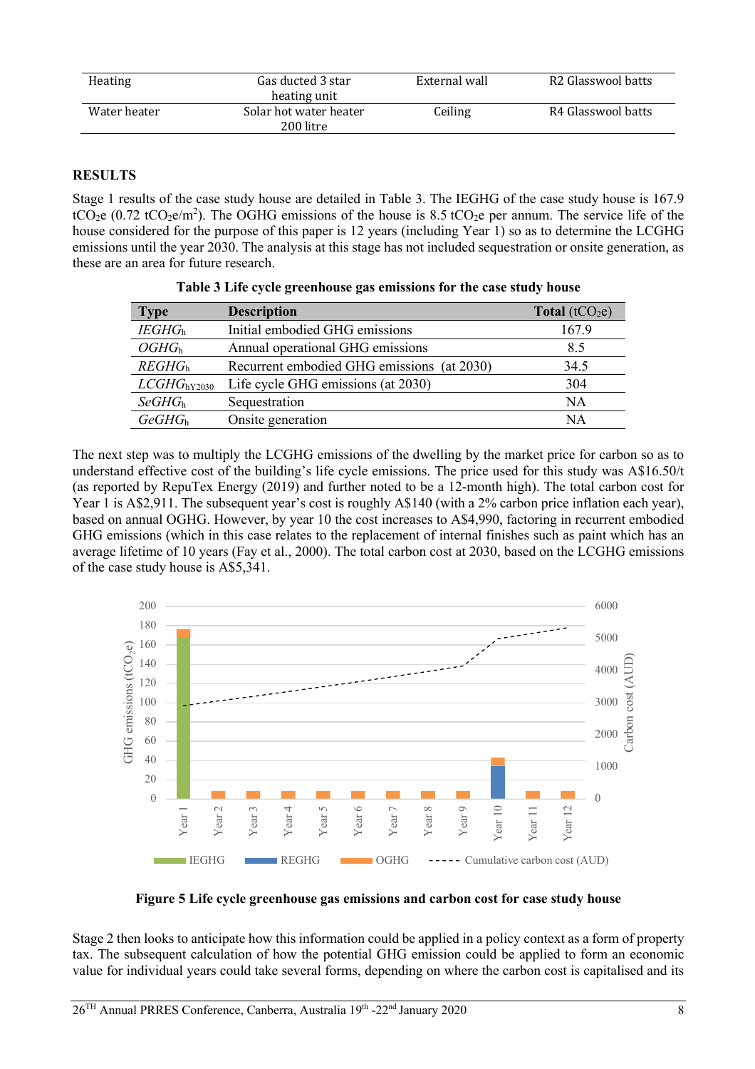| Heating | Gas ducted 3 star heating unit | External wall | R2 Glasswool batts |
|---|---|---|---|
| Water heater | Solar hot water heater 200 litre | Ceiling | R4 Glasswool batts |

## RESULTS

Stage 1 results of the case study house are detailed in Table 3. The IEGHG of the case study house is 167.9 $tCO_2e$ (0.72 $tCO_2e/m^2$). The OGHG emissions of the house is 8.5 $tCO_2e$ per annum. The service life of the house considered for the purpose of this paper is 12 years (including Year 1) so as to determine the LCGHG emissions until the year 2030. The analysis at this stage has not included sequestration or onsite generation, as these are an area for future research.

**Table 3 Life cycle greenhouse gas emissions for the case study house**

| Type | Description | Total ($tCO_2e$) |
|---|---|---|
| $IEGHG_h$ | Initial embodied GHG emissions | 167.9 |
| $OGHG_h$ | Annual operational GHG emissions | 8.5 |
| $REGHG_h$ | Recurrent embodied GHG emissions (at 2030) | 34.5 |
| $LCGHG_{hY2030}$ | Life cycle GHG emissions (at 2030) | 304 |
| $SeGHG_h$ | Sequestration | NA |
| $GeGHG_h$ | Onsite generation | NA |

The next step was to multiply the LCGHG emissions of the dwelling by the market price for carbon so as to understand effective cost of the building's life cycle emissions. The price used for this study was A\$16.50/t (as reported by RepuTex Energy (2019) and further noted to be a 12-month high). The total carbon cost for Year 1 is A\$2,911. The subsequent year's cost is roughly A\$140 (with a 2% carbon price inflation each year), based on annual OGHG. However, by year 10 the cost increases to A\$4,990, factoring in recurrent embodied GHG emissions (which in this case relates to the replacement of internal finishes such as paint which has an average lifetime of 10 years (Fay et al., 2000). The total carbon cost at 2030, based on the LCGHG emissions of the case study house is A\$5,341.

**Figure 5 Life cycle greenhouse gas emissions and carbon cost for case study house**

Stage 2 then looks to anticipate how this information could be applied in a policy context as a form of property tax. The subsequent calculation of how the potential GHG emission could be applied to form an economic value for individual years could take several forms, depending on where the carbon cost is capitalised and its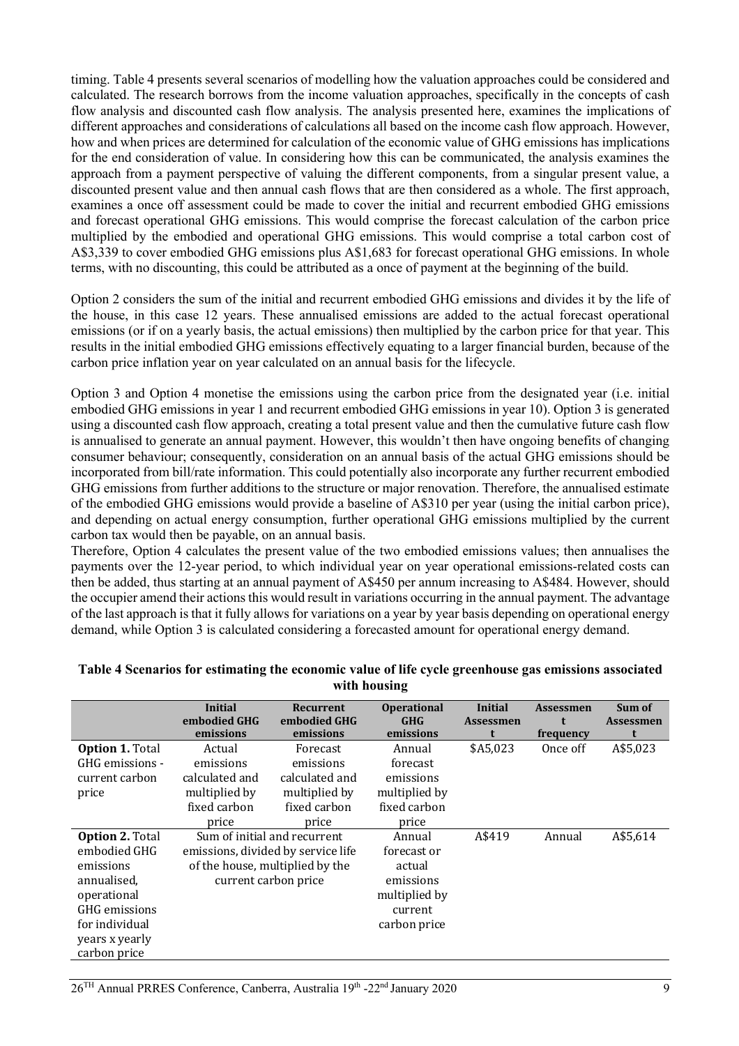timing. Table 4 presents several scenarios of modelling how the valuation approaches could be considered and calculated. The research borrows from the income valuation approaches, specifically in the concepts of cash flow analysis and discounted cash flow analysis. The analysis presented here, examines the implications of different approaches and considerations of calculations all based on the income cash flow approach. However, how and when prices are determined for calculation of the economic value of GHG emissions has implications for the end consideration of value. In considering how this can be communicated, the analysis examines the approach from a payment perspective of valuing the different components, from a singular present value, a discounted present value and then annual cash flows that are then considered as a whole. The first approach, examines a once off assessment could be made to cover the initial and recurrent embodied GHG emissions and forecast operational GHG emissions. This would comprise the forecast calculation of the carbon price multiplied by the embodied and operational GHG emissions. This would comprise a total carbon cost of A$3,339 to cover embodied GHG emissions plus A$1,683 for forecast operational GHG emissions. In whole terms, with no discounting, this could be attributed as a once of payment at the beginning of the build.

Option 2 considers the sum of the initial and recurrent embodied GHG emissions and divides it by the life of the house, in this case 12 years. These annualised emissions are added to the actual forecast operational emissions (or if on a yearly basis, the actual emissions) then multiplied by the carbon price for that year. This results in the initial embodied GHG emissions effectively equating to a larger financial burden, because of the carbon price inflation year on year calculated on an annual basis for the lifecycle.

Option 3 and Option 4 monetise the emissions using the carbon price from the designated year (i.e. initial embodied GHG emissions in year 1 and recurrent embodied GHG emissions in year 10). Option 3 is generated using a discounted cash flow approach, creating a total present value and then the cumulative future cash flow is annualised to generate an annual payment. However, this wouldn't then have ongoing benefits of changing consumer behaviour; consequently, consideration on an annual basis of the actual GHG emissions should be incorporated from bill/rate information. This could potentially also incorporate any further recurrent embodied GHG emissions from further additions to the structure or major renovation. Therefore, the annualised estimate of the embodied GHG emissions would provide a baseline of A$310 per year (using the initial carbon price), and depending on actual energy consumption, further operational GHG emissions multiplied by the current carbon tax would then be payable, on an annual basis.

Therefore, Option 4 calculates the present value of the two embodied emissions values; then annualises the payments over the 12-year period, to which individual year on year operational emissions-related costs can then be added, thus starting at an annual payment of A$450 per annum increasing to A$484. However, should the occupier amend their actions this would result in variations occurring in the annual payment. The advantage of the last approach is that it fully allows for variations on a year by year basis depending on operational energy demand, while Option 3 is calculated considering a forecasted amount for operational energy demand.

**Table 4 Scenarios for estimating the economic value of life cycle greenhouse gas emissions associated with housing**

| | Initial embodied GHG emissions | Recurrent embodied GHG emissions | Operational GHG emissions | Initial Assessment | Assessment frequency | Sum of Assessment |
|---|---|---|---|---|---|---|
| **Option 1.** Total GHG emissions - current carbon price | Actual emissions calculated and multiplied by fixed carbon price | Forecast emissions calculated and multiplied by fixed carbon price | Annual forecast emissions multiplied by fixed carbon price | $A5,023 | Once off | A$5,023 |
| **Option 2.** Total embodied GHG emissions annualised, operational GHG emissions for individual years x yearly carbon price | Sum of initial and recurrent emissions, divided by service life of the house, multiplied by the current carbon price | | Annual forecast or actual emissions multiplied by current carbon price | A$419 | Annual | A$5,614 |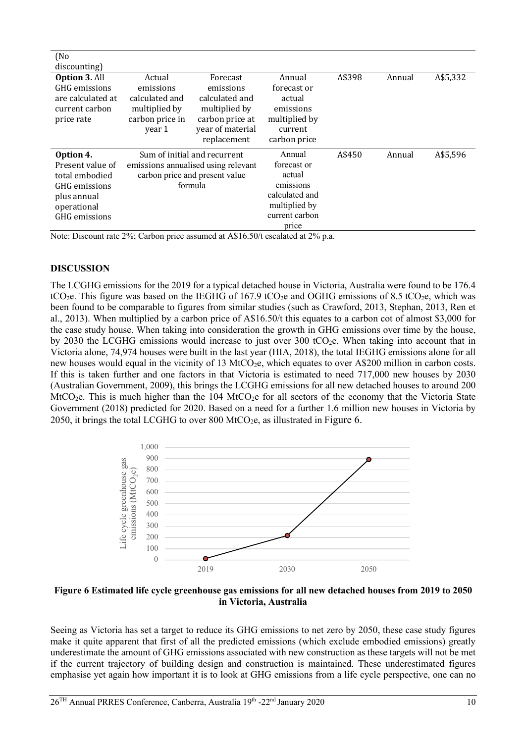| (No discounting) | | | | | | |
|---|---|---|---|---|---|---|
| **Option 3.** All GHG emissions are calculated at current carbon price rate | Actual emissions calculated and multiplied by carbon price in year 1 | Forecast emissions calculated and multiplied by carbon price at year of material replacement | Annual forecast or actual emissions multiplied by current carbon price | A$398 | Annual | A$5,332 |
| **Option 4.** Present value of total embodied GHG emissions plus annual operational GHG emissions | Sum of initial and recurrent emissions annualised using relevant carbon price and present value formula | | Annual forecast or actual emissions calculated and multiplied by current carbon price | A$450 | Annual | A$5,596 |

Note: Discount rate 2%; Carbon price assumed at A$16.50/t escalated at 2% p.a.

## DISCUSSION

The LCGHG emissions for the 2019 for a typical detached house in Victoria, Australia were found to be 176.4 $tCO_2e$. This figure was based on the IEGHG of 167.9 $tCO_2e$ and OGHG emissions of 8.5 $tCO_2e$, which was been found to be comparable to figures from similar studies (such as Crawford, 2013, Stephan, 2013, Ren et al., 2013). When multiplied by a carbon price of A$16.50/t this equates to a carbon cot of almost $3,000 for the case study house. When taking into consideration the growth in GHG emissions over time by the house, by 2030 the LCGHG emissions would increase to just over 300 $tCO_2e$. When taking into account that in Victoria alone, 74,974 houses were built in the last year (HIA, 2018), the total IEGHG emissions alone for all new houses would equal in the vicinity of 13 $MtCO_2e$, which equates to over A$200 million in carbon costs. If this is taken further and one factors in that Victoria is estimated to need 717,000 new houses by 2030 (Australian Government, 2009), this brings the LCGHG emissions for all new detached houses to around 200 $MtCO_2e$. This is much higher than the 104 $MtCO_2e$ for all sectors of the economy that the Victoria State Government (2018) predicted for 2020. Based on a need for a further 1.6 million new houses in Victoria by 2050, it brings the total LCGHG to over 800 $MtCO_2e$, as illustrated in Figure 6.

**Figure 6 Estimated life cycle greenhouse gas emissions for all new detached houses from 2019 to 2050 in Victoria, Australia**

Seeing as Victoria has set a target to reduce its GHG emissions to net zero by 2050, these case study figures make it quite apparent that first of all the predicted emissions (which exclude embodied emissions) greatly underestimate the amount of GHG emissions associated with new construction as these targets will not be met if the current trajectory of building design and construction is maintained. These underestimated figures emphasise yet again how important it is to look at GHG emissions from a life cycle perspective, one can no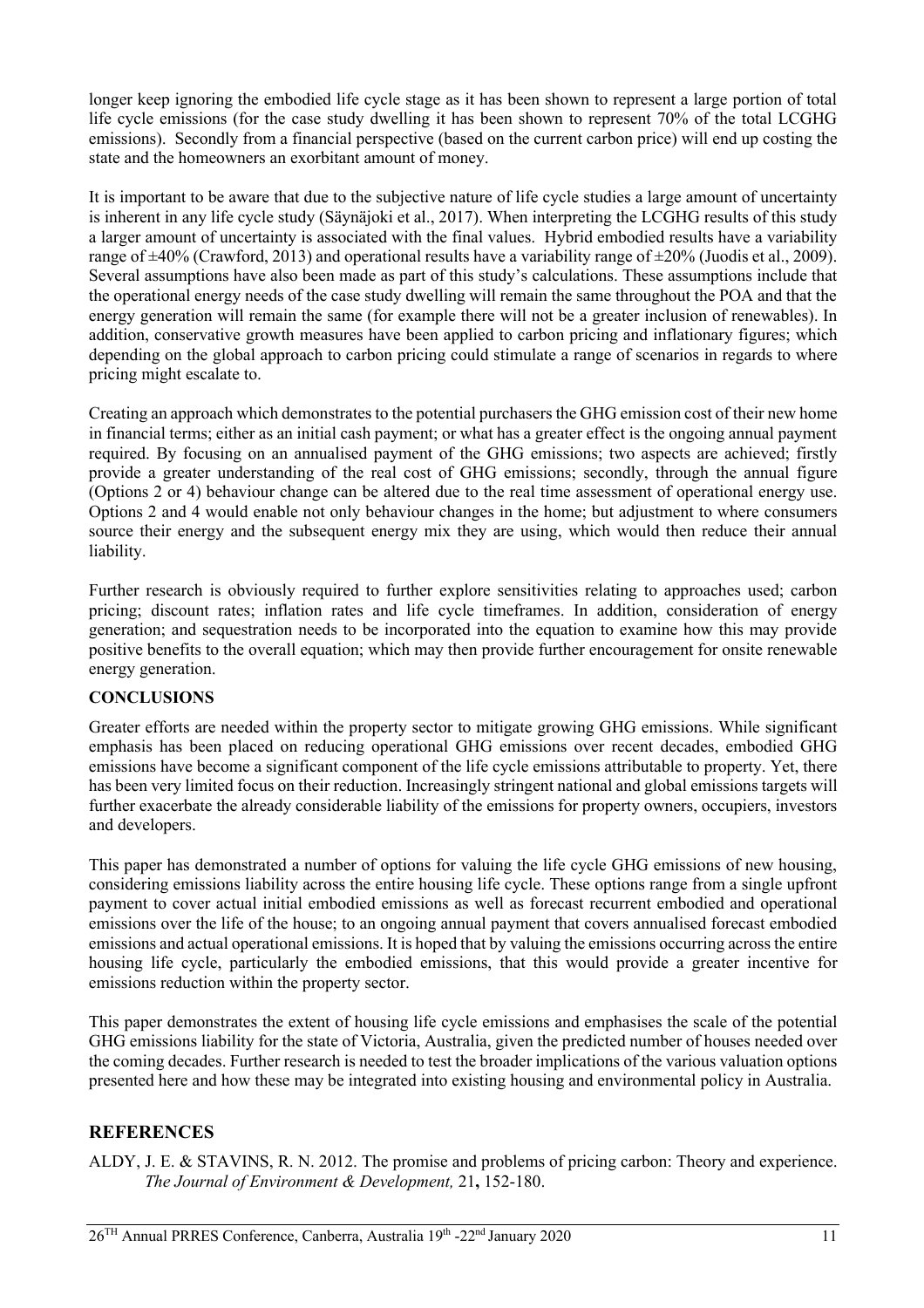longer keep ignoring the embodied life cycle stage as it has been shown to represent a large portion of total life cycle emissions (for the case study dwelling it has been shown to represent 70% of the total LCGHG emissions). Secondly from a financial perspective (based on the current carbon price) will end up costing the state and the homeowners an exorbitant amount of money.

It is important to be aware that due to the subjective nature of life cycle studies a large amount of uncertainty is inherent in any life cycle study (Säynäjoki et al., 2017). When interpreting the LCGHG results of this study a larger amount of uncertainty is associated with the final values. Hybrid embodied results have a variability range of ±40% (Crawford, 2013) and operational results have a variability range of ±20% (Juodis et al., 2009). Several assumptions have also been made as part of this study's calculations. These assumptions include that the operational energy needs of the case study dwelling will remain the same throughout the POA and that the energy generation will remain the same (for example there will not be a greater inclusion of renewables). In addition, conservative growth measures have been applied to carbon pricing and inflationary figures; which depending on the global approach to carbon pricing could stimulate a range of scenarios in regards to where pricing might escalate to.

Creating an approach which demonstrates to the potential purchasers the GHG emission cost of their new home in financial terms; either as an initial cash payment; or what has a greater effect is the ongoing annual payment required. By focusing on an annualised payment of the GHG emissions; two aspects are achieved; firstly provide a greater understanding of the real cost of GHG emissions; secondly, through the annual figure (Options 2 or 4) behaviour change can be altered due to the real time assessment of operational energy use. Options 2 and 4 would enable not only behaviour changes in the home; but adjustment to where consumers source their energy and the subsequent energy mix they are using, which would then reduce their annual liability.

Further research is obviously required to further explore sensitivities relating to approaches used; carbon pricing; discount rates; inflation rates and life cycle timeframes. In addition, consideration of energy generation; and sequestration needs to be incorporated into the equation to examine how this may provide positive benefits to the overall equation; which may then provide further encouragement for onsite renewable energy generation.

## CONCLUSIONS

Greater efforts are needed within the property sector to mitigate growing GHG emissions. While significant emphasis has been placed on reducing operational GHG emissions over recent decades, embodied GHG emissions have become a significant component of the life cycle emissions attributable to property. Yet, there has been very limited focus on their reduction. Increasingly stringent national and global emissions targets will further exacerbate the already considerable liability of the emissions for property owners, occupiers, investors and developers.

This paper has demonstrated a number of options for valuing the life cycle GHG emissions of new housing, considering emissions liability across the entire housing life cycle. These options range from a single upfront payment to cover actual initial embodied emissions as well as forecast recurrent embodied and operational emissions over the life of the house; to an ongoing annual payment that covers annualised forecast embodied emissions and actual operational emissions. It is hoped that by valuing the emissions occurring across the entire housing life cycle, particularly the embodied emissions, that this would provide a greater incentive for emissions reduction within the property sector.

This paper demonstrates the extent of housing life cycle emissions and emphasises the scale of the potential GHG emissions liability for the state of Victoria, Australia, given the predicted number of houses needed over the coming decades. Further research is needed to test the broader implications of the various valuation options presented here and how these may be integrated into existing housing and environmental policy in Australia.

## REFERENCES

ALDY, J. E. & STAVINS, R. N. 2012. The promise and problems of pricing carbon: Theory and experience. *The Journal of Environment & Development,* 21**,** 152-180.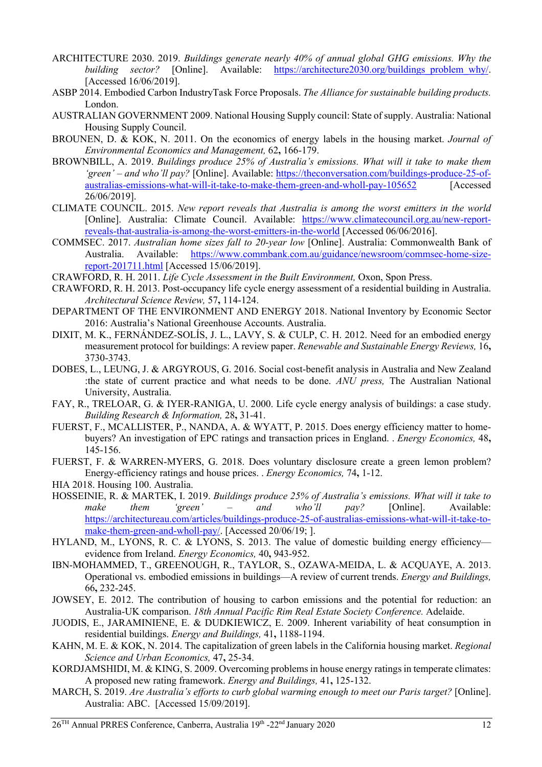ARCHITECTURE 2030. 2019. *Buildings generate nearly 40% of annual global GHG emissions. Why the building sector?* [Online]. Available: https://architecture2030.org/buildings_problem_why/. [Accessed 16/06/2019].

ASBP 2014. Embodied Carbon IndustryTask Force Proposals. *The Alliance for sustainable building products.* London.

AUSTRALIAN GOVERNMENT 2009. National Housing Supply council: State of supply. Australia: National Housing Supply Council.

BROUNEN, D. & KOK, N. 2011. On the economics of energy labels in the housing market. *Journal of Environmental Economics and Management,* 62**,** 166-179.

BROWNBILL, A. 2019. *Buildings produce 25% of Australia's emissions. What will it take to make them 'green' – and who'll pay?* [Online]. Available: https://theconversation.com/buildings-produce-25-of-australias-emissions-what-will-it-take-to-make-them-green-and-wholl-pay-105652 [Accessed 26/06/2019].

CLIMATE COUNCIL. 2015. *New report reveals that Australia is among the worst emitters in the world* [Online]. Australia: Climate Council. Available: https://www.climatecouncil.org.au/new-report-reveals-that-australia-is-among-the-worst-emitters-in-the-world [Accessed 06/06/2016].

COMMSEC. 2017. *Australian home sizes fall to 20-year low* [Online]. Australia: Commonwealth Bank of Australia. Available: https://www.commbank.com.au/guidance/newsroom/commsec-home-size-report-201711.html [Accessed 15/06/2019].

CRAWFORD, R. H. 2011. *Life Cycle Assessment in the Built Environment,* Oxon, Spon Press.

CRAWFORD, R. H. 2013. Post-occupancy life cycle energy assessment of a residential building in Australia. *Architectural Science Review,* 57**,** 114-124.

DEPARTMENT OF THE ENVIRONMENT AND ENERGY 2018. National Inventory by Economic Sector 2016: Australia's National Greenhouse Accounts. Australia.

DIXIT, M. K., FERNÁNDEZ-SOLÍS, J. L., LAVY, S. & CULP, C. H. 2012. Need for an embodied energy measurement protocol for buildings: A review paper. *Renewable and Sustainable Energy Reviews,* 16**,** 3730-3743.

DOBES, L., LEUNG, J. & ARGYROUS, G. 2016. Social cost-benefit analysis in Australia and New Zealand :the state of current practice and what needs to be done. *ANU press,* The Australian National University, Australia.

FAY, R., TRELOAR, G. & IYER-RANIGA, U. 2000. Life cycle energy analysis of buildings: a case study. *Building Research & Information,* 28**,** 31-41.

FUERST, F., MCALLISTER, P., NANDA, A. & WYATT, P. 2015. Does energy efficiency matter to home-buyers? An investigation of EPC ratings and transaction prices in England. . *Energy Economics,* 48**,** 145-156.

FUERST, F. & WARREN-MYERS, G. 2018. Does voluntary disclosure create a green lemon problem? Energy-efficiency ratings and house prices. . *Energy Economics,* 74**,** 1-12.

HIA 2018. Housing 100. Australia.

HOSSEINIE, R. & MARTEK, I. 2019. *Buildings produce 25% of Australia's emissions. What will it take to make them 'green' – and who'll pay?* [Online]. Available: https://architectureau.com/articles/buildings-produce-25-of-australias-emissions-what-will-it-take-to-make-them-green-and-wholl-pay/. [Accessed 20/06/19; ].

HYLAND, M., LYONS, R. C. & LYONS, S. 2013. The value of domestic building energy efficiency—evidence from Ireland. *Energy Economics,* 40**,** 943-952.

IBN-MOHAMMED, T., GREENOUGH, R., TAYLOR, S., OZAWA-MEIDA, L. & ACQUAYE, A. 2013. Operational vs. embodied emissions in buildings—A review of current trends. *Energy and Buildings,* 66**,** 232-245.

JOWSEY, E. 2012. The contribution of housing to carbon emissions and the potential for reduction: an Australia-UK comparison. *18th Annual Pacific Rim Real Estate Society Conference.* Adelaide.

JUODIS, E., JARAMINIENE, E. & DUDKIEWICZ, E. 2009. Inherent variability of heat consumption in residential buildings. *Energy and Buildings,* 41**,** 1188-1194.

KAHN, M. E. & KOK, N. 2014. The capitalization of green labels in the California housing market. *Regional Science and Urban Economics,* 47**,** 25-34.

KORDJAMSHIDI, M. & KING, S. 2009. Overcoming problems in house energy ratings in temperate climates: A proposed new rating framework. *Energy and Buildings,* 41**,** 125-132.

MARCH, S. 2019. *Are Australia's efforts to curb global warming enough to meet our Paris target?* [Online]. Australia: ABC. [Accessed 15/09/2019].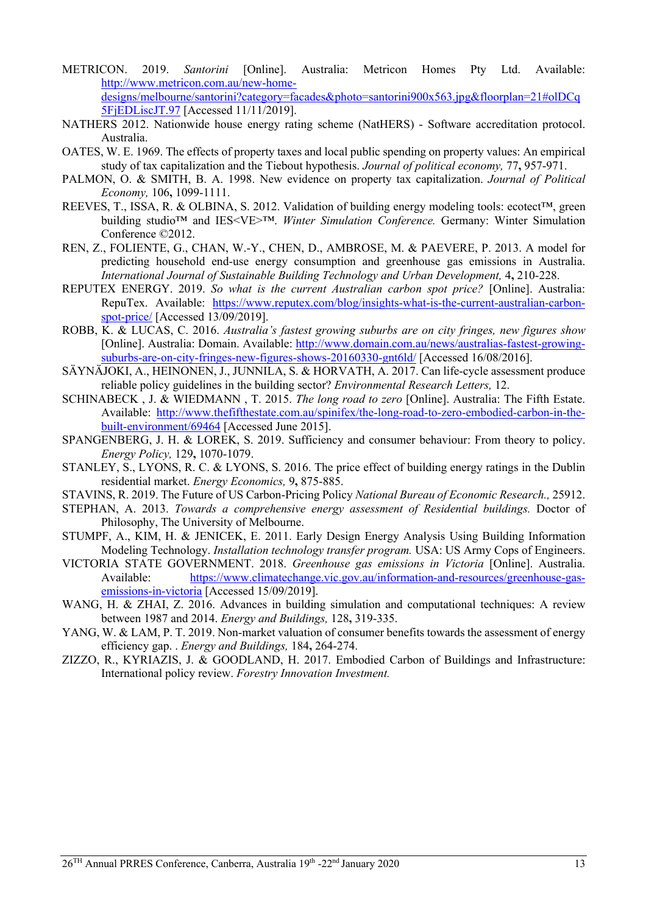METRICON. 2019. *Santorini* [Online]. Australia: Metricon Homes Pty Ltd. Available: http://www.metricon.com.au/new-home-designs/melbourne/santorini?category=facades&photo=santorini900x563.jpg&floorplan=21#olDCq5FjEDLiscJT.97 [Accessed 11/11/2019].

NATHERS 2012. Nationwide house energy rating scheme (NatHERS) - Software accreditation protocol. Australia.

OATES, W. E. 1969. The effects of property taxes and local public spending on property values: An empirical study of tax capitalization and the Tiebout hypothesis. *Journal of political economy,* 77**,** 957-971.

PALMON, O. & SMITH, B. A. 1998. New evidence on property tax capitalization. *Journal of Political Economy,* 106**,** 1099-1111.

REEVES, T., ISSA, R. & OLBINA, S. 2012. Validation of building energy modeling tools: ecotect™, green building studio™ and IES<VE>™. *Winter Simulation Conference.* Germany: Winter Simulation Conference ©2012.

REN, Z., FOLIENTE, G., CHAN, W.-Y., CHEN, D., AMBROSE, M. & PAEVERE, P. 2013. A model for predicting household end-use energy consumption and greenhouse gas emissions in Australia. *International Journal of Sustainable Building Technology and Urban Development,* 4**,** 210-228.

REPUTEX ENERGY. 2019. *So what is the current Australian carbon spot price?* [Online]. Australia: RepuTex. Available: https://www.reputex.com/blog/insights-what-is-the-current-australian-carbon-spot-price/ [Accessed 13/09/2019].

ROBB, K. & LUCAS, C. 2016. *Australia's fastest growing suburbs are on city fringes, new figures show* [Online]. Australia: Domain. Available: http://www.domain.com.au/news/australias-fastest-growing-suburbs-are-on-city-fringes-new-figures-shows-20160330-gnt6ld/ [Accessed 16/08/2016].

SÄYNÄJOKI, A., HEINONEN, J., JUNNILA, S. & HORVATH, A. 2017. Can life-cycle assessment produce reliable policy guidelines in the building sector? *Environmental Research Letters,* 12.

SCHINABECK , J. & WIEDMANN , T. 2015. *The long road to zero* [Online]. Australia: The Fifth Estate. Available: http://www.thefifthestate.com.au/spinifex/the-long-road-to-zero-embodied-carbon-in-the-built-environment/69464 [Accessed June 2015].

SPANGENBERG, J. H. & LOREK, S. 2019. Sufficiency and consumer behaviour: From theory to policy. *Energy Policy,* 129**,** 1070-1079.

STANLEY, S., LYONS, R. C. & LYONS, S. 2016. The price effect of building energy ratings in the Dublin residential market. *Energy Economics,* 9**,** 875-885.

STAVINS, R. 2019. The Future of US Carbon-Pricing Policy *National Bureau of Economic Research.,* 25912.

STEPHAN, A. 2013. *Towards a comprehensive energy assessment of Residential buildings.* Doctor of Philosophy, The University of Melbourne.

STUMPF, A., KIM, H. & JENICEK, E. 2011. Early Design Energy Analysis Using Building Information Modeling Technology. *Installation technology transfer program.* USA: US Army Cops of Engineers.

VICTORIA STATE GOVERNMENT. 2018. *Greenhouse gas emissions in Victoria* [Online]. Australia. Available: https://www.climatechange.vic.gov.au/information-and-resources/greenhouse-gas-emissions-in-victoria [Accessed 15/09/2019].

WANG, H. & ZHAI, Z. 2016. Advances in building simulation and computational techniques: A review between 1987 and 2014. *Energy and Buildings,* 128**,** 319-335.

YANG, W. & LAM, P. T. 2019. Non-market valuation of consumer benefits towards the assessment of energy efficiency gap. . *Energy and Buildings,* 184**,** 264-274.

ZIZZO, R., KYRIAZIS, J. & GOODLAND, H. 2017. Embodied Carbon of Buildings and Infrastructure: International policy review. *Forestry Innovation Investment.*